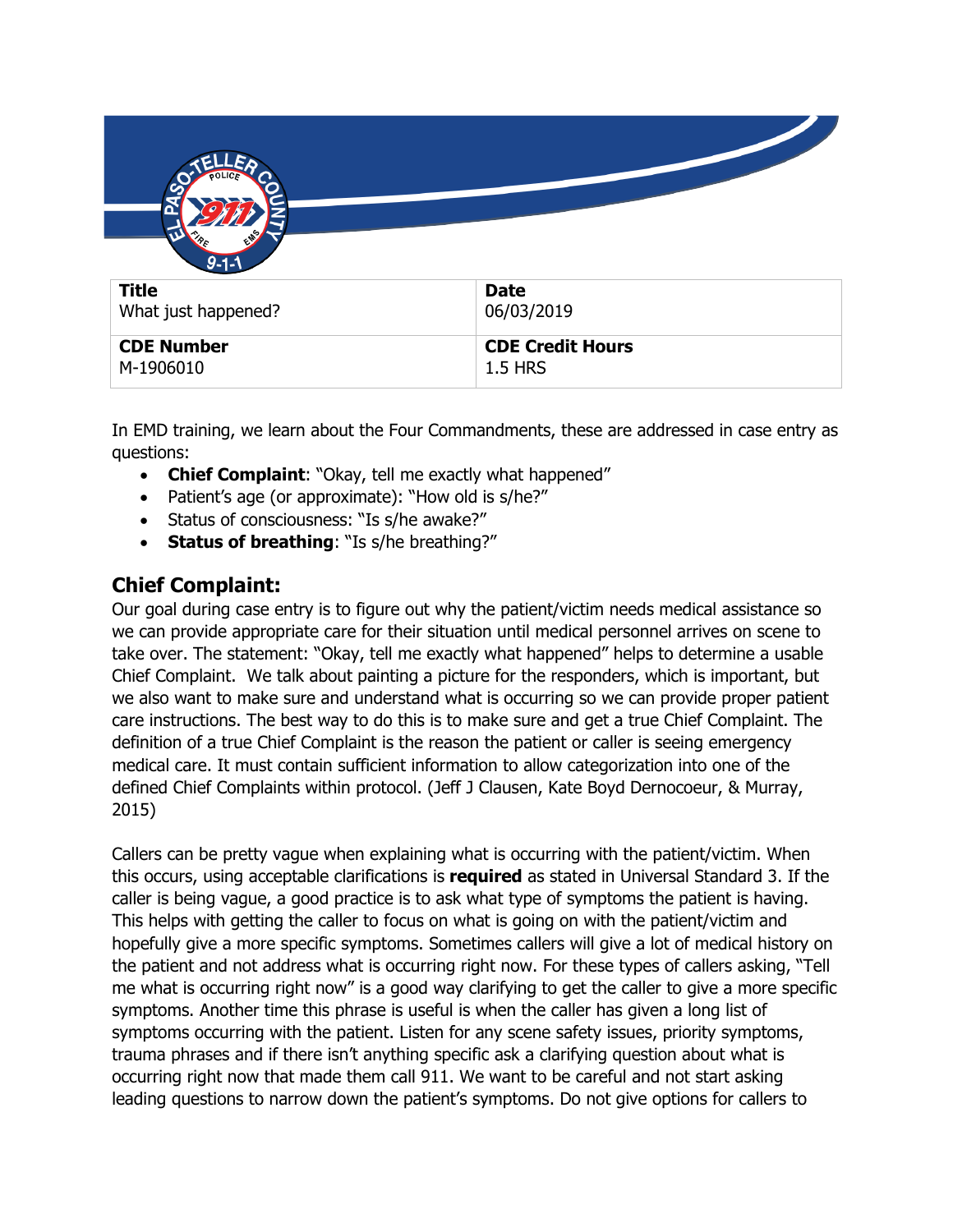| Title<br>What just happened? | Date<br>06/03/2019 |
|---|---|
| **CDE Number**<br>M-1906010 | **CDE Credit Hours**<br>1.5 HRS |

In EMD training, we learn about the Four Commandments, these are addressed in case entry as questions:

- **Chief Complaint**: "Okay, tell me exactly what happened"
- Patient's age (or approximate): "How old is s/he?"
- Status of consciousness: "Is s/he awake?"
- **Status of breathing**: "Is s/he breathing?"

## Chief Complaint:

Our goal during case entry is to figure out why the patient/victim needs medical assistance so we can provide appropriate care for their situation until medical personnel arrives on scene to take over. The statement: "Okay, tell me exactly what happened" helps to determine a usable Chief Complaint. We talk about painting a picture for the responders, which is important, but we also want to make sure and understand what is occurring so we can provide proper patient care instructions. The best way to do this is to make sure and get a true Chief Complaint. The definition of a true Chief Complaint is the reason the patient or caller is seeing emergency medical care. It must contain sufficient information to allow categorization into one of the defined Chief Complaints within protocol. (Jeff J Clausen, Kate Boyd Dernocoeur, & Murray, 2015)

Callers can be pretty vague when explaining what is occurring with the patient/victim. When this occurs, using acceptable clarifications is **required** as stated in Universal Standard 3. If the caller is being vague, a good practice is to ask what type of symptoms the patient is having. This helps with getting the caller to focus on what is going on with the patient/victim and hopefully give a more specific symptoms. Sometimes callers will give a lot of medical history on the patient and not address what is occurring right now. For these types of callers asking, "Tell me what is occurring right now" is a good way clarifying to get the caller to give a more specific symptoms. Another time this phrase is useful is when the caller has given a long list of symptoms occurring with the patient. Listen for any scene safety issues, priority symptoms, trauma phrases and if there isn't anything specific ask a clarifying question about what is occurring right now that made them call 911. We want to be careful and not start asking leading questions to narrow down the patient's symptoms. Do not give options for callers to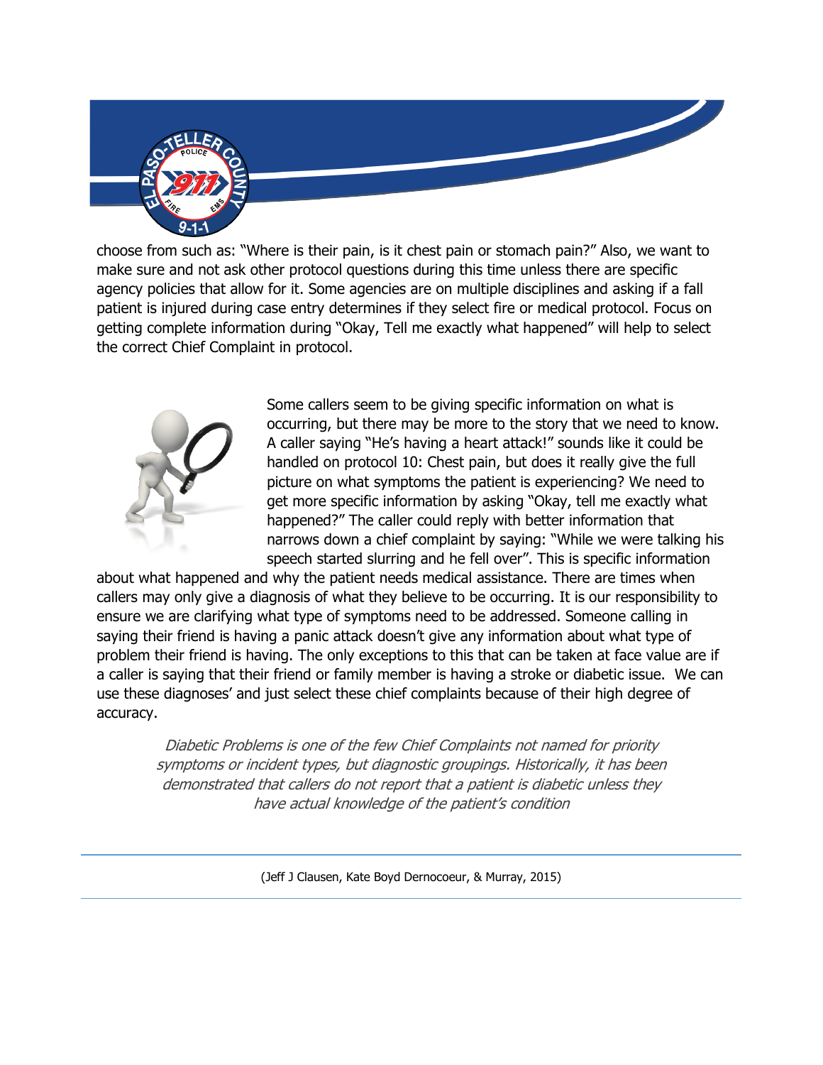choose from such as: "Where is their pain, is it chest pain or stomach pain?" Also, we want to make sure and not ask other protocol questions during this time unless there are specific agency policies that allow for it. Some agencies are on multiple disciplines and asking if a fall patient is injured during case entry determines if they select fire or medical protocol. Focus on getting complete information during "Okay, Tell me exactly what happened" will help to select the correct Chief Complaint in protocol.

Some callers seem to be giving specific information on what is occurring, but there may be more to the story that we need to know. A caller saying "He's having a heart attack!" sounds like it could be handled on protocol 10: Chest pain, but does it really give the full picture on what symptoms the patient is experiencing? We need to get more specific information by asking "Okay, tell me exactly what happened?" The caller could reply with better information that narrows down a chief complaint by saying: "While we were talking his speech started slurring and he fell over". This is specific information about what happened and why the patient needs medical assistance. There are times when callers may only give a diagnosis of what they believe to be occurring. It is our responsibility to ensure we are clarifying what type of symptoms need to be addressed. Someone calling in saying their friend is having a panic attack doesn't give any information about what type of problem their friend is having. The only exceptions to this that can be taken at face value are if a caller is saying that their friend or family member is having a stroke or diabetic issue. We can use these diagnoses' and just select these chief complaints because of their high degree of accuracy.

*Diabetic Problems is one of the few Chief Complaints not named for priority symptoms or incident types, but diagnostic groupings. Historically, it has been demonstrated that callers do not report that a patient is diabetic unless they have actual knowledge of the patient's condition*

(Jeff J Clausen, Kate Boyd Dernocoeur, & Murray, 2015)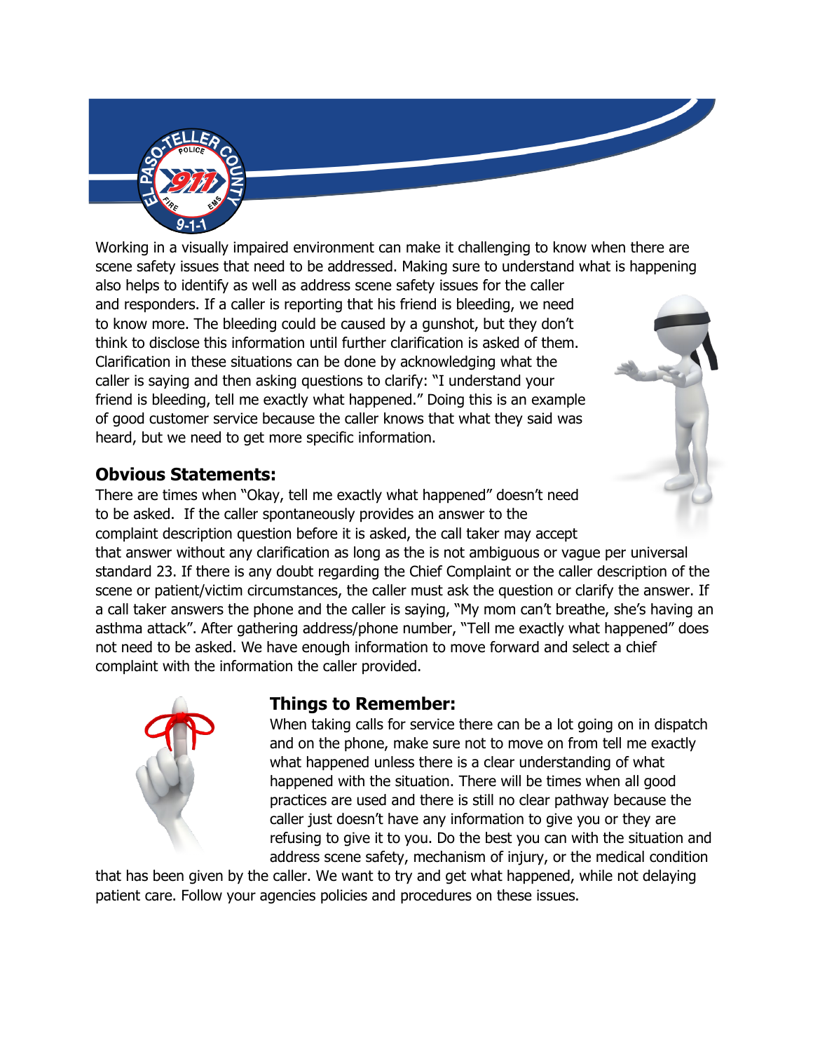Working in a visually impaired environment can make it challenging to know when there are scene safety issues that need to be addressed. Making sure to understand what is happening also helps to identify as well as address scene safety issues for the caller and responders. If a caller is reporting that his friend is bleeding, we need to know more. The bleeding could be caused by a gunshot, but they don't think to disclose this information until further clarification is asked of them. Clarification in these situations can be done by acknowledging what the caller is saying and then asking questions to clarify: "I understand your friend is bleeding, tell me exactly what happened." Doing this is an example of good customer service because the caller knows that what they said was heard, but we need to get more specific information.

## Obvious Statements:

There are times when "Okay, tell me exactly what happened" doesn't need to be asked. If the caller spontaneously provides an answer to the complaint description question before it is asked, the call taker may accept that answer without any clarification as long as the is not ambiguous or vague per universal standard 23. If there is any doubt regarding the Chief Complaint or the caller description of the scene or patient/victim circumstances, the caller must ask the question or clarify the answer. If a call taker answers the phone and the caller is saying, "My mom can't breathe, she's having an asthma attack". After gathering address/phone number, "Tell me exactly what happened" does not need to be asked. We have enough information to move forward and select a chief complaint with the information the caller provided.

## Things to Remember:

When taking calls for service there can be a lot going on in dispatch and on the phone, make sure not to move on from tell me exactly what happened unless there is a clear understanding of what happened with the situation. There will be times when all good practices are used and there is still no clear pathway because the caller just doesn't have any information to give you or they are refusing to give it to you. Do the best you can with the situation and address scene safety, mechanism of injury, or the medical condition that has been given by the caller. We want to try and get what happened, while not delaying patient care. Follow your agencies policies and procedures on these issues.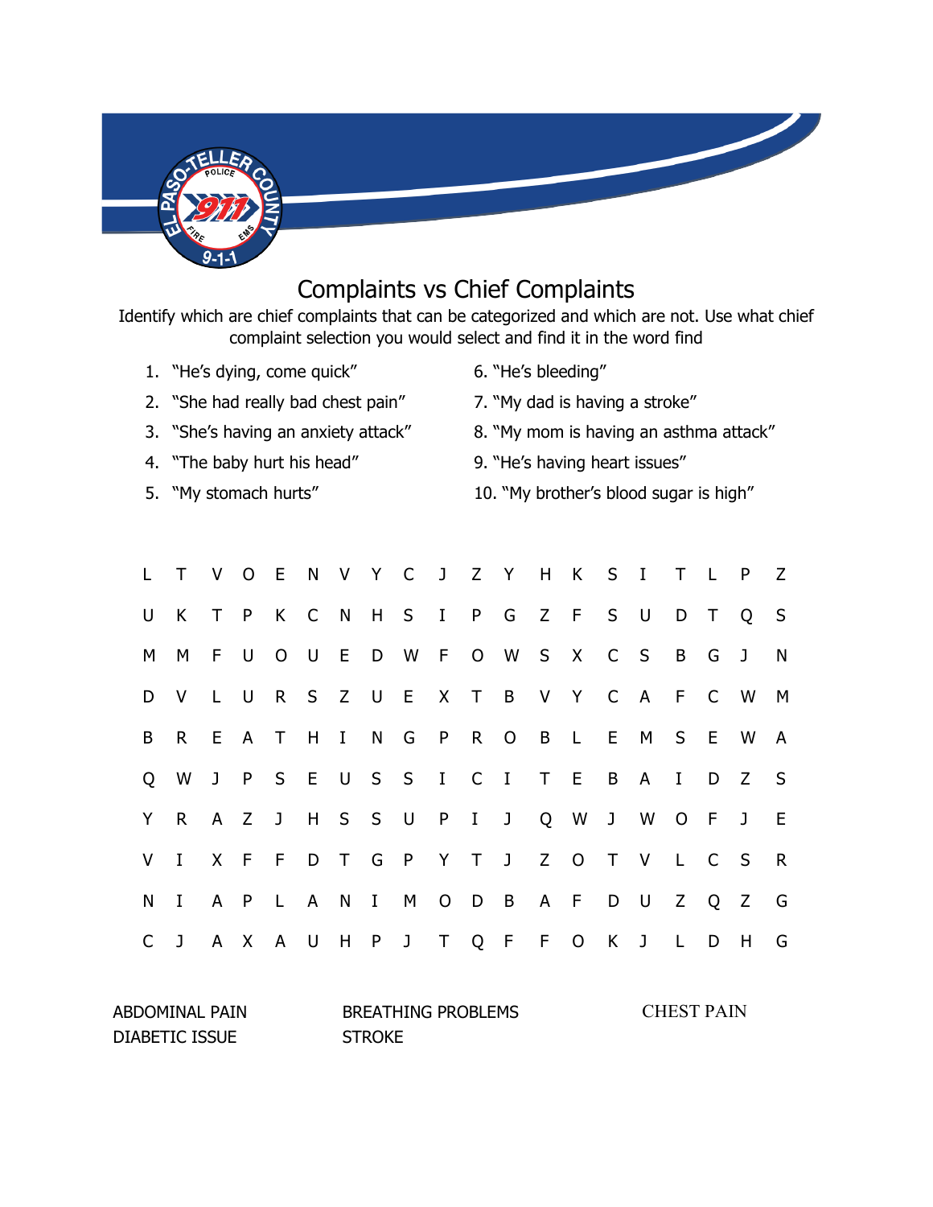# Complaints vs Chief Complaints

Identify which are chief complaints that can be categorized and which are not. Use what chief complaint selection you would select and find it in the word find

1. "He's dying, come quick"
2. "She had really bad chest pain"
3. "She's having an anxiety attack"
4. "The baby hurt his head"
5. "My stomach hurts"
6. "He's bleeding"
7. "My dad is having a stroke"
8. "My mom is having an asthma attack"
9. "He's having heart issues"
10. "My brother's blood sugar is high"

| | | | | | | | | | | | | | | | | | | | |
|---|---|---|---|---|---|---|---|---|---|---|---|---|---|---|---|---|---|---|---|
| L | T | V | O | E | N | V | Y | C | J | Z | Y | H | K | S | I | T | L | P | Z |
| U | K | T | P | K | C | N | H | S | I | P | G | Z | F | S | U | D | T | Q | S |
| M | M | F | U | O | U | E | D | W | F | O | W | S | X | C | S | B | G | J | N |
| D | V | L | U | R | S | Z | U | E | X | T | B | V | Y | C | A | F | C | W | M |
| B | R | E | A | T | H | I | N | G | P | R | O | B | L | E | M | S | E | W | A |
| Q | W | J | P | S | E | U | S | S | I | C | I | T | E | B | A | I | D | Z | S |
| Y | R | A | Z | J | H | S | S | U | P | I | J | Q | W | J | W | O | F | J | E |
| V | I | X | F | F | D | T | G | P | Y | T | J | Z | O | T | V | L | C | S | R |
| N | I | A | P | L | A | N | I | M | O | D | B | A | F | D | U | Z | Q | Z | G |
| C | J | A | X | A | U | H | P | J | T | Q | F | F | O | K | J | L | D | H | G |

ABDOMINAL PAIN
BREATHING PROBLEMS
CHEST PAIN
DIABETIC ISSUE
STROKE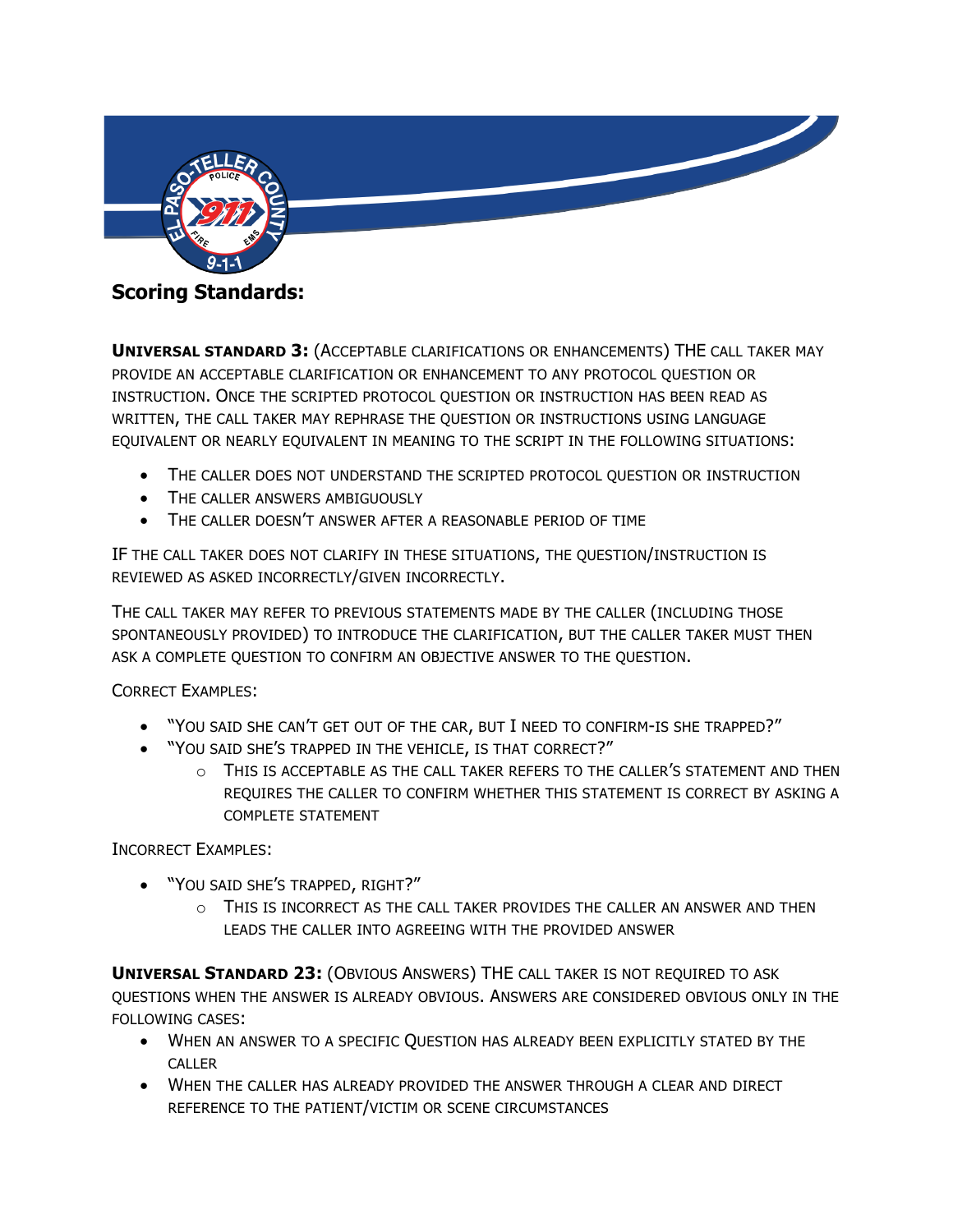## Scoring Standards:

**UNIVERSAL STANDARD 3:** (ACCEPTABLE CLARIFICATIONS OR ENHANCEMENTS) THE CALL TAKER MAY PROVIDE AN ACCEPTABLE CLARIFICATION OR ENHANCEMENT TO ANY PROTOCOL QUESTION OR INSTRUCTION. ONCE THE SCRIPTED PROTOCOL QUESTION OR INSTRUCTION HAS BEEN READ AS WRITTEN, THE CALL TAKER MAY REPHRASE THE QUESTION OR INSTRUCTIONS USING LANGUAGE EQUIVALENT OR NEARLY EQUIVALENT IN MEANING TO THE SCRIPT IN THE FOLLOWING SITUATIONS:

- THE CALLER DOES NOT UNDERSTAND THE SCRIPTED PROTOCOL QUESTION OR INSTRUCTION
- THE CALLER ANSWERS AMBIGUOUSLY
- THE CALLER DOESN'T ANSWER AFTER A REASONABLE PERIOD OF TIME

IF THE CALL TAKER DOES NOT CLARIFY IN THESE SITUATIONS, THE QUESTION/INSTRUCTION IS REVIEWED AS ASKED INCORRECTLY/GIVEN INCORRECTLY.

THE CALL TAKER MAY REFER TO PREVIOUS STATEMENTS MADE BY THE CALLER (INCLUDING THOSE SPONTANEOUSLY PROVIDED) TO INTRODUCE THE CLARIFICATION, BUT THE CALLER TAKER MUST THEN ASK A COMPLETE QUESTION TO CONFIRM AN OBJECTIVE ANSWER TO THE QUESTION.

CORRECT EXAMPLES:

- "YOU SAID SHE CAN'T GET OUT OF THE CAR, BUT I NEED TO CONFIRM-IS SHE TRAPPED?"
- "YOU SAID SHE'S TRAPPED IN THE VEHICLE, IS THAT CORRECT?"
  - THIS IS ACCEPTABLE AS THE CALL TAKER REFERS TO THE CALLER'S STATEMENT AND THEN REQUIRES THE CALLER TO CONFIRM WHETHER THIS STATEMENT IS CORRECT BY ASKING A COMPLETE STATEMENT

INCORRECT EXAMPLES:

- "YOU SAID SHE'S TRAPPED, RIGHT?"
  - THIS IS INCORRECT AS THE CALL TAKER PROVIDES THE CALLER AN ANSWER AND THEN LEADS THE CALLER INTO AGREEING WITH THE PROVIDED ANSWER

**UNIVERSAL STANDARD 23:** (OBVIOUS ANSWERS) THE CALL TAKER IS NOT REQUIRED TO ASK QUESTIONS WHEN THE ANSWER IS ALREADY OBVIOUS. ANSWERS ARE CONSIDERED OBVIOUS ONLY IN THE FOLLOWING CASES:

- WHEN AN ANSWER TO A SPECIFIC QUESTION HAS ALREADY BEEN EXPLICITLY STATED BY THE CALLER
- WHEN THE CALLER HAS ALREADY PROVIDED THE ANSWER THROUGH A CLEAR AND DIRECT REFERENCE TO THE PATIENT/VICTIM OR SCENE CIRCUMSTANCES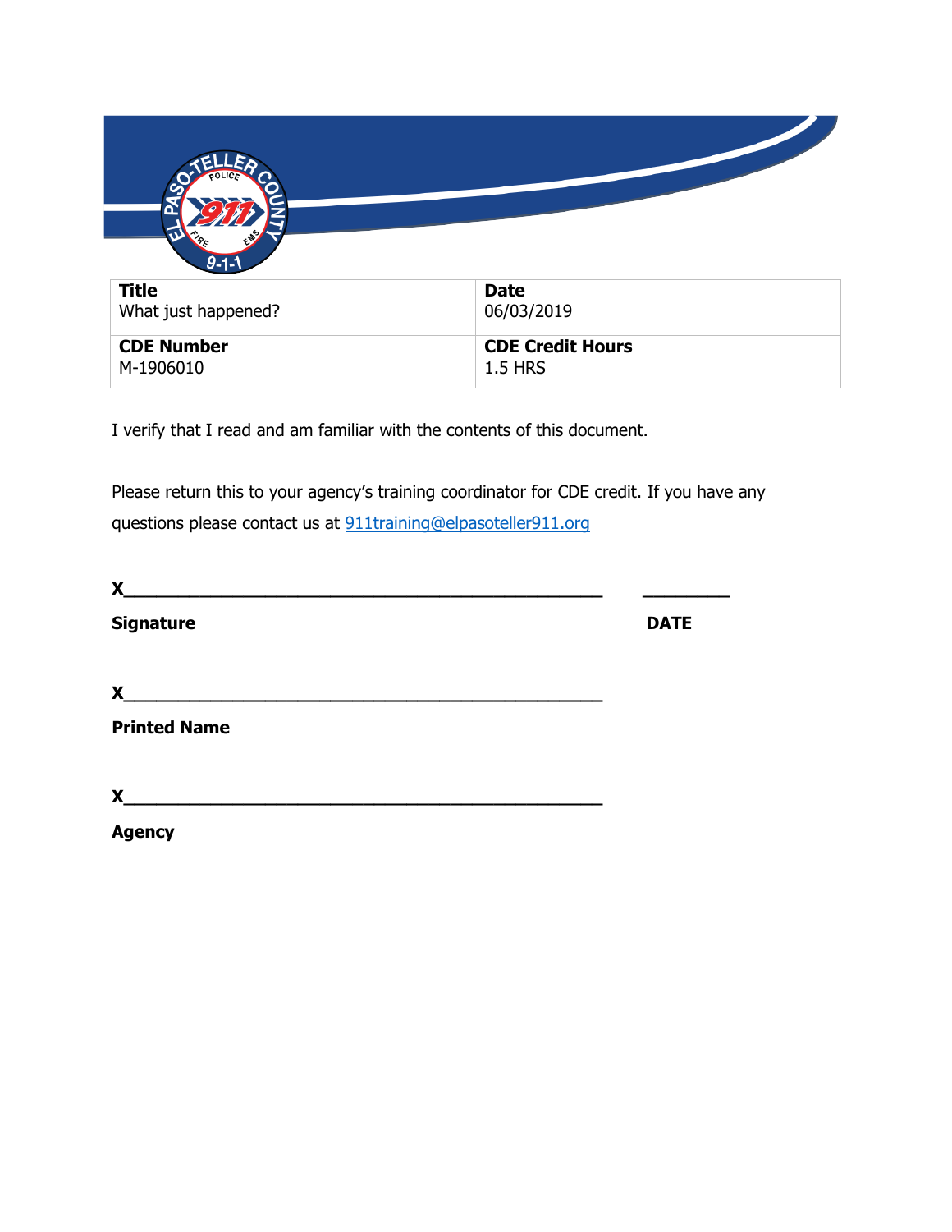| | |
|---|---|
| **Title**<br>What just happened? | **Date**<br>06/03/2019 |
| **CDE Number**<br>M-1906010 | **CDE Credit Hours**<br>1.5 HRS |

I verify that I read and am familiar with the contents of this document.

Please return this to your agency's training coordinator for CDE credit. If you have any questions please contact us at 911training@elpasoteller911.org

**X**______________________________________________ ________

**Signature** **DATE**

**X**______________________________________________

**Printed Name**

**X**______________________________________________

**Agency**